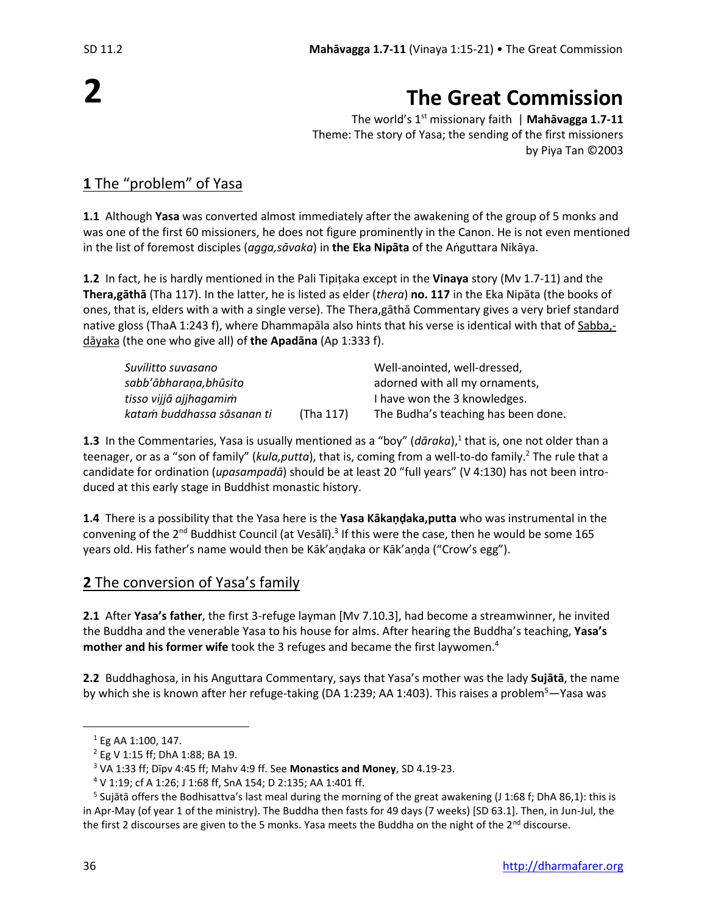# 2

# The Great Commission

The world's 1st missionary faith | **Mahāvagga 1.7-11**
Theme: The story of Yasa; the sending of the first missioners
by Piya Tan ©2003

## 1 The "problem" of Yasa

**1.1** Although **Yasa** was converted almost immediately after the awakening of the group of 5 monks and was one of the first 60 missioners, he does not figure prominently in the Canon. He is not even mentioned in the list of foremost disciples (*agga,sāvaka*) in **the Eka Nipāta** of the Aṅguttara Nikāya.

**1.2** In fact, he is hardly mentioned in the Pali Tipiṭaka except in the **Vinaya** story (Mv 1.7-11) and the **Thera,gāthā** (Tha 117). In the latter, he is listed as elder (*thera*) **no. 117** in the Eka Nipāta (the books of ones, that is, elders with a with a single verse). The Thera,gāthā Commentary gives a very brief standard native gloss (ThaA 1:243 f), where Dhammapāla also hints that his verse is identical with that of Sabba,-dāyaka (the one who give all) of **the Apadāna** (Ap 1:333 f).

| | | |
|---|---|---|
| *Suvilitto suvasano* | | Well-anointed, well-dressed, |
| *sabb'ābharaṇa,bhūsito* | | adorned with all my ornaments, |
| *tisso vijjā ajjhagamiṁ* | | I have won the 3 knowledges. |
| *kataṁ buddhassa sāsanan ti* | (Tha 117) | The Budha's teaching has been done. |

**1.3** In the Commentaries, Yasa is usually mentioned as a "boy" (*dāraka*),[1] that is, one not older than a teenager, or as a "son of family" (*kula,putta*), that is, coming from a well-to-do family.[2] The rule that a candidate for ordination (*upasampadā*) should be at least 20 "full years" (V 4:130) has not been introduced at this early stage in Buddhist monastic history.

**1.4** There is a possibility that the Yasa here is the **Yasa Kākaṇḍaka,putta** who was instrumental in the convening of the 2nd Buddhist Council (at Vesālī).[3] If this were the case, then he would be some 165 years old. His father's name would then be Kāk'aṇḍaka or Kāk'aṇḍa ("Crow's egg").

## 2 The conversion of Yasa's family

**2.1** After **Yasa's father**, the first 3-refuge layman [Mv 7.10.3], had become a streamwinner, he invited the Buddha and the venerable Yasa to his house for alms. After hearing the Buddha's teaching, **Yasa's mother and his former wife** took the 3 refuges and became the first laywomen.[4]

**2.2** Buddhaghosa, in his Anguttara Commentary, says that Yasa's mother was the lady **Sujātā**, the name by which she is known after her refuge-taking (DA 1:239; AA 1:403). This raises a problem[5]—Yasa was

---

[1] Eg AA 1:100, 147.

[2] Eg V 1:15 ff; DhA 1:88; BA 19.

[3] VA 1:33 ff; Dīpv 4:45 ff; Mahv 4:9 ff. See **Monastics and Money**, SD 4.19-23.

[4] V 1:19; cf A 1:26; J 1:68 ff, SnA 154; D 2:135; AA 1:401 ff.

[5] Sujātā offers the Bodhisattva's last meal during the morning of the great awakening (J 1:68 f; DhA 86,1): this is in Apr-May (of year 1 of the ministry). The Buddha then fasts for 49 days (7 weeks) [SD 63.1]. Then, in Jun-Jul, the the first 2 discourses are given to the 5 monks. Yasa meets the Buddha on the night of the 2nd discourse.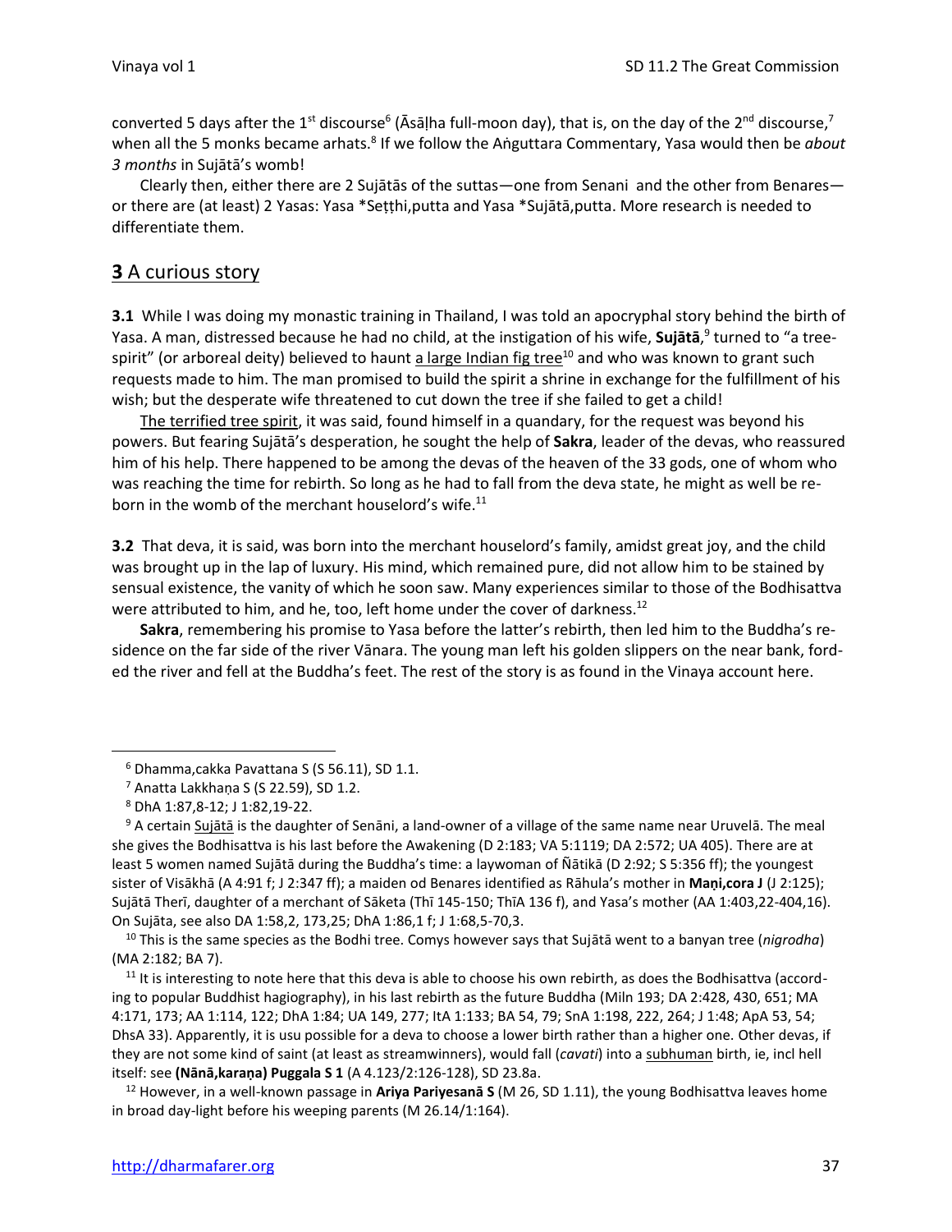converted 5 days after the 1st discourse[6] (Āsāḷha full-moon day), that is, on the day of the 2nd discourse,[7] when all the 5 monks became arhats.[8] If we follow the Aṅguttara Commentary, Yasa would then be *about 3 months* in Sujātā's womb!

Clearly then, either there are 2 Sujātās of the suttas—one from Senani and the other from Benares—or there are (at least) 2 Yasas: Yasa *Seṭṭhi,putta and Yasa *Sujātā,putta. More research is needed to differentiate them.

## 3 A curious story

**3.1** While I was doing my monastic training in Thailand, I was told an apocryphal story behind the birth of Yasa. A man, distressed because he had no child, at the instigation of his wife, **Sujātā**,[9] turned to "a tree-spirit" (or arboreal deity) believed to haunt a large Indian fig tree[10] and who was known to grant such requests made to him. The man promised to build the spirit a shrine in exchange for the fulfillment of his wish; but the desperate wife threatened to cut down the tree if she failed to get a child!

The terrified tree spirit, it was said, found himself in a quandary, for the request was beyond his powers. But fearing Sujātā's desperation, he sought the help of **Sakra**, leader of the devas, who reassured him of his help. There happened to be among the devas of the heaven of the 33 gods, one of whom who was reaching the time for rebirth. So long as he had to fall from the deva state, he might as well be reborn in the womb of the merchant houselord's wife.[11]

**3.2** That deva, it is said, was born into the merchant houselord's family, amidst great joy, and the child was brought up in the lap of luxury. His mind, which remained pure, did not allow him to be stained by sensual existence, the vanity of which he soon saw. Many experiences similar to those of the Bodhisattva were attributed to him, and he, too, left home under the cover of darkness.[12]

**Sakra**, remembering his promise to Yasa before the latter's rebirth, then led him to the Buddha's residence on the far side of the river Vānara. The young man left his golden slippers on the near bank, forded the river and fell at the Buddha's feet. The rest of the story is as found in the Vinaya account here.

---

[6] Dhamma,cakka Pavattana S (S 56.11), SD 1.1.

[7] Anatta Lakkhaṇa S (S 22.59), SD 1.2.

[8] DhA 1:87,8-12; J 1:82,19-22.

[9] A certain Sujātā is the daughter of Senāni, a land-owner of a village of the same name near Uruvelā. The meal she gives the Bodhisattva is his last before the Awakening (D 2:183; VA 5:1119; DA 2:572; UA 405). There are at least 5 women named Sujātā during the Buddha's time: a laywoman of Ñātikā (D 2:92; S 5:356 ff); the youngest sister of Visākhā (A 4:91 f; J 2:347 ff); a maiden od Benares identified as Rāhula's mother in **Maṇi,cora J** (J 2:125); Sujātā Therī, daughter of a merchant of Sāketa (Thī 145-150; ThīA 136 f), and Yasa's mother (AA 1:403,22-404,16). On Sujāta, see also DA 1:58,2, 173,25; DhA 1:86,1 f; J 1:68,5-70,3.

[10] This is the same species as the Bodhi tree. Comys however says that Sujātā went to a banyan tree (*nigrodha*) (MA 2:182; BA 7).

[11] It is interesting to note here that this deva is able to choose his own rebirth, as does the Bodhisattva (according to popular Buddhist hagiography), in his last rebirth as the future Buddha (Miln 193; DA 2:428, 430, 651; MA 4:171, 173; AA 1:114, 122; DhA 1:84; UA 149, 277; ItA 1:133; BA 54, 79; SnA 1:198, 222, 264; J 1:48; ApA 53, 54; DhsA 33). Apparently, it is usu possible for a deva to choose a lower birth rather than a higher one. Other devas, if they are not some kind of saint (at least as streamwinners), would fall (*cavati*) into a subhuman birth, ie, incl hell itself: see **(Nānā,karaṇa) Puggala S 1** (A 4.123/2:126-128), SD 23.8a.

[12] However, in a well-known passage in **Ariya Pariyesanā S** (M 26, SD 1.11), the young Bodhisattva leaves home in broad day-light before his weeping parents (M 26.14/1:164).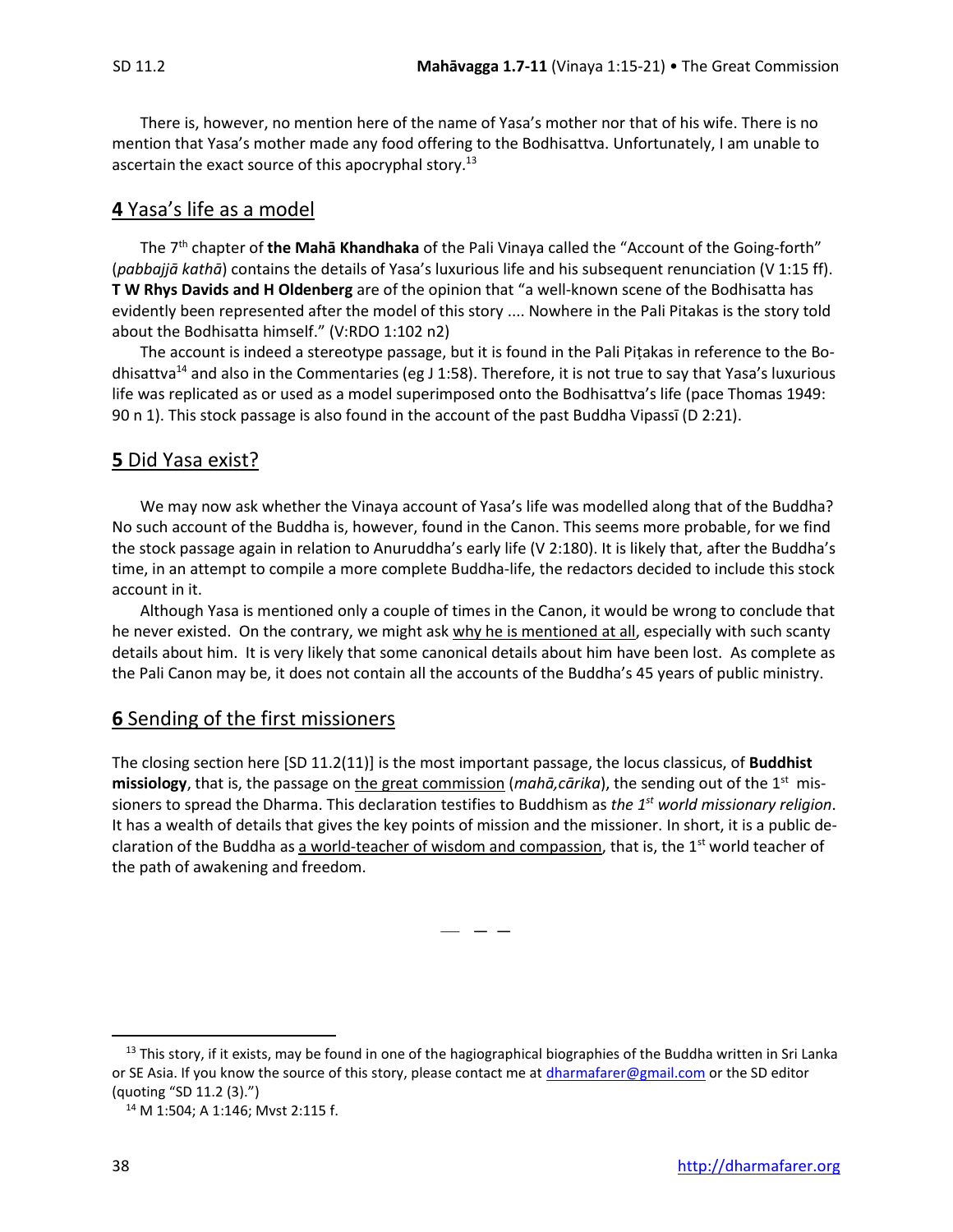There is, however, no mention here of the name of Yasa's mother nor that of his wife. There is no mention that Yasa's mother made any food offering to the Bodhisattva. Unfortunately, I am unable to ascertain the exact source of this apocryphal story.[13]

## **4** Yasa's life as a model

The 7th chapter of **the Mahā Khandhaka** of the Pali Vinaya called the "Account of the Going-forth" (*pabbajjā kathā*) contains the details of Yasa's luxurious life and his subsequent renunciation (V 1:15 ff). **T W Rhys Davids and H Oldenberg** are of the opinion that "a well-known scene of the Bodhisatta has evidently been represented after the model of this story .... Nowhere in the Pali Pitakas is the story told about the Bodhisatta himself." (V:RDO 1:102 n2)

The account is indeed a stereotype passage, but it is found in the Pali Piṭakas in reference to the Bodhisattva[14] and also in the Commentaries (eg J 1:58). Therefore, it is not true to say that Yasa's luxurious life was replicated as or used as a model superimposed onto the Bodhisattva's life (pace Thomas 1949: 90 n 1). This stock passage is also found in the account of the past Buddha Vipassī (D 2:21).

## **5** Did Yasa exist?

We may now ask whether the Vinaya account of Yasa's life was modelled along that of the Buddha? No such account of the Buddha is, however, found in the Canon. This seems more probable, for we find the stock passage again in relation to Anuruddha's early life (V 2:180). It is likely that, after the Buddha's time, in an attempt to compile a more complete Buddha-life, the redactors decided to include this stock account in it.

Although Yasa is mentioned only a couple of times in the Canon, it would be wrong to conclude that he never existed. On the contrary, we might ask why he is mentioned at all, especially with such scanty details about him. It is very likely that some canonical details about him have been lost. As complete as the Pali Canon may be, it does not contain all the accounts of the Buddha's 45 years of public ministry.

## **6** Sending of the first missioners

The closing section here [SD 11.2(11)] is the most important passage, the locus classicus, of **Buddhist missiology**, that is, the passage on the great commission (*mahā,cārika*), the sending out of the 1st missioners to spread the Dharma. This declaration testifies to Buddhism as *the 1st world missionary religion*. It has a wealth of details that gives the key points of mission and the missioner. In short, it is a public declaration of the Buddha as a world-teacher of wisdom and compassion, that is, the 1st world teacher of the path of awakening and freedom.

— — —

[13] This story, if it exists, may be found in one of the hagiographical biographies of the Buddha written in Sri Lanka or SE Asia. If you know the source of this story, please contact me at dharmafarer@gmail.com or the SD editor (quoting "SD 11.2 (3).")

[14] M 1:504; A 1:146; Mvst 2:115 f.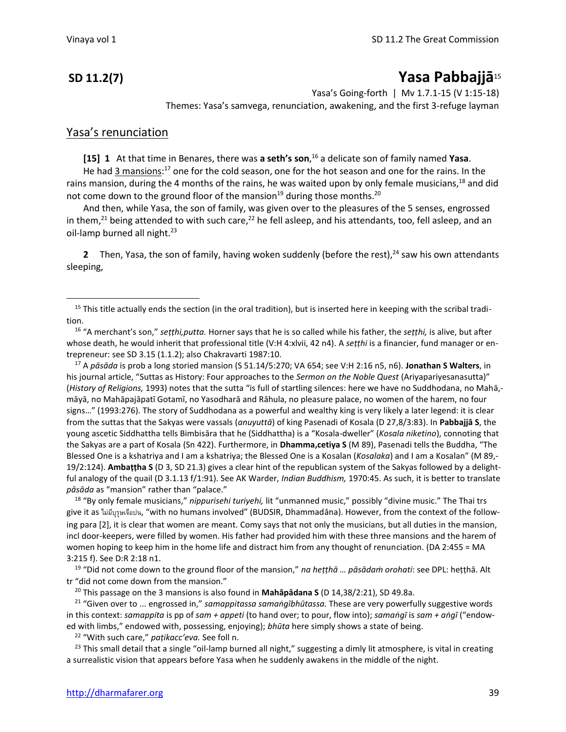## SD 11.2(7) **Yasa Pabbajjā**[15]

Yasa's Going-forth | Mv 1.7.1-15 (V 1:15-18)

Themes: Yasa's samvega, renunciation, awakening, and the first 3-refuge layman

### Yasa's renunciation

**[15] 1** At that time in Benares, there was **a seth's son**,[16] a delicate son of family named **Yasa**.

He had 3 mansions:[17] one for the cold season, one for the hot season and one for the rains. In the rains mansion, during the 4 months of the rains, he was waited upon by only female musicians,[18] and did not come down to the ground floor of the mansion[19] during those months.[20]

And then, while Yasa, the son of family, was given over to the pleasures of the 5 senses, engrossed in them,[21] being attended to with such care,[22] he fell asleep, and his attendants, too, fell asleep, and an oil-lamp burned all night.[23]

**2** Then, Yasa, the son of family, having woken suddenly (before the rest),[24] saw his own attendants sleeping,

---

[15] This title actually ends the section (in the oral tradition), but is inserted here in keeping with the scribal tradition.

[16] "A merchant's son," *seṭṭhi,putta.* Horner says that he is so called while his father, the *seṭṭhi,* is alive, but after whose death, he would inherit that professional title (V:H 4:xlvii, 42 n4). A *seṭṭhi* is a financier, fund manager or entrepreneur: see SD 3.15 (1.1.2); also Chakravarti 1987:10.

[17] A *pāsāda* is prob a long storied mansion (S 51.14/5:270; VA 654; see V:H 2:16 n5, n6). **Jonathan S Walters**, in his journal article, "Suttas as History: Four approaches to the *Sermon on the Noble Quest* (Ariyapariyesanasutta)" (*History of Religions,* 1993) notes that the sutta "is full of startling silences: here we have no Suddhodana, no Mahā,-māyā, no Mahāpajāpatī Gotamī, no Yasodharā and Rāhula, no pleasure palace, no women of the harem, no four signs…" (1993:276). The story of Suddhodana as a powerful and wealthy king is very likely a later legend: it is clear from the suttas that the Sakyas were vassals (*anuyuttā*) of king Pasenadi of Kosala (D 27,8/3:83). In **Pabbajjā S**, the young ascetic Siddhattha tells Bimbisāra that he (Siddhattha) is a "Kosala-dweller" (*Kosala niketino*), connoting that the Sakyas are a part of Kosala (Sn 422). Furthermore, in **Dhamma,cetiya S** (M 89), Pasenadi tells the Buddha, "The Blessed One is a kshatriya and I am a kshatriya; the Blessed One is a Kosalan (*Kosalaka*) and I am a Kosalan" (M 89,-19/2:124). **Ambaṭṭha S** (D 3, SD 21.3) gives a clear hint of the republican system of the Sakyas followed by a delightful analogy of the quail (D 3.1.13 f/1:91). See AK Warder, *Indian Buddhism,* 1970:45. As such, it is better to translate *pāsāda* as "mansion" rather than "palace."

[18] "By only female musicians," *nippurisehi turiyehi,* lit "unmanned music," possibly "divine music." The Thai trs give it as ไม่มีบุรุษเจือปน, "with no humans involved" (BUDSIR, Dhammadāna). However, from the context of the following para [2], it is clear that women are meant. Comy says that not only the musicians, but all duties in the mansion, incl door-keepers, were filled by women. His father had provided him with these three mansions and the harem of women hoping to keep him in the home life and distract him from any thought of renunciation. (DA 2:455 = MA 3:215 f). See D:R 2:18 n1.

[19] "Did not come down to the ground floor of the mansion," *na heṭṭhā … pāsādaṁ orohati*: see DPL: heṭṭhā. Alt tr "did not come down from the mansion."

[20] This passage on the 3 mansions is also found in **Mahâpādana S** (D 14,38/2:21), SD 49.8a.

[21] "Given over to ... engrossed in," *samappitassa samaṅgībhūtassa.* These are very powerfully suggestive words in this context: *samappita* is pp of *sam + appeti* (to hand over; to pour, flow into); *samaṅgī* is *sam + aṅgī* ("endowed with limbs," endowed with, possessing, enjoying); *bhūta* here simply shows a state of being.

[22] "With such care," *paṭikacc'eva.* See foll n.

[23] This small detail that a single "oil-lamp burned all night," suggesting a dimly lit atmosphere, is vital in creating a surrealistic vision that appears before Yasa when he suddenly awakens in the middle of the night.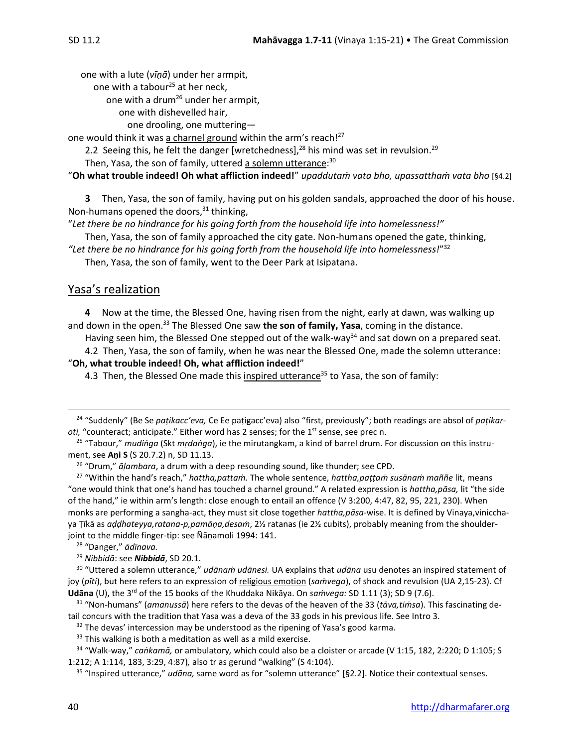one with a lute (*vīṇā*) under her armpit,
one with a tabour[25] at her neck,
one with a drum[26] under her armpit,
one with dishevelled hair,
one drooling, one muttering—
one would think it was a charnel ground within the arm's reach![27]

2.2 Seeing this, he felt the danger [wretchedness],[28] his mind was set in revulsion.[29]

Then, Yasa, the son of family, uttered a solemn utterance:[30]

"**Oh what trouble indeed! Oh what affliction indeed!**" *upaddutaṁ vata bho, upassatthaṁ vata bho* [§4.2]

**3** Then, Yasa, the son of family, having put on his golden sandals, approached the door of his house. Non-humans opened the doors,[31] thinking,

"*Let there be no hindrance for his going forth from the household life into homelessness!"*

Then, Yasa, the son of family approached the city gate. Non-humans opened the gate, thinking,

*"Let there be no hindrance for his going forth from the household life into homelessness!"*[32]

Then, Yasa, the son of family, went to the Deer Park at Isipatana.

## Yasa's realization

**4** Now at the time, the Blessed One, having risen from the night, early at dawn, was walking up and down in the open.[33] The Blessed One saw **the son of family, Yasa**, coming in the distance.

Having seen him, the Blessed One stepped out of the walk-way[34] and sat down on a prepared seat.

4.2 Then, Yasa, the son of family, when he was near the Blessed One, made the solemn utterance:

"**Oh, what trouble indeed! Oh, what affliction indeed!**"

4.3 Then, the Blessed One made this inspired utterance[35] to Yasa, the son of family:

---

[24] "Suddenly" (Be Se *paṭikacc'eva,* Ce Ee paṭigacc'eva) also "first, previously"; both readings are absol of *paṭikaroti,* "counteract; anticipate." Either word has 2 senses; for the 1st sense, see prec n.

[25] "Tabour," *mudiṅga* (Skt *mṛdaṅga*), ie the mirutangkam, a kind of barrel drum. For discussion on this instrument, see **Aṇi S** (S 20.7.2) n, SD 11.13.

[26] "Drum," *āḷambara*, a drum with a deep resounding sound, like thunder; see CPD.

[27] "Within the hand's reach," *hattha,pattaṁ.* The whole sentence, *hattha,paṭṭaṁ susānaṁ maññe* lit, means "one would think that one's hand has touched a charnel ground." A related expression is *hattha,pāsa,* lit "the side of the hand," ie within arm's length: close enough to entail an offence (V 3:200, 4:47, 82, 95, 221, 230). When monks are performing a sangha-act, they must sit close together *hattha,pāsa*-wise. It is defined by Vinaya,vinicchaya Ṭīkā as *aḍḍhateyya,ratana-p,pamāṇa,desaṁ*, 2½ ratanas (ie 2½ cubits), probably meaning from the shoulder-joint to the middle finger-tip: see Ñāṇamoli 1994: 141.

[28] "Danger," *ādīnava.*

[29] *Nibbidā*: see ***Nibbidā***, SD 20.1.

[30] "Uttered a solemn utterance," *udānaṁ udānesi.* UA explains that *udāna* usu denotes an inspired statement of joy (*pīti*), but here refers to an expression of religious emotion (*saṁvega*), of shock and revulsion (UA 2,15-23). Cf **Udāna** (U), the 3rd of the 15 books of the Khuddaka Nikāya. On *saṁvega:* SD 1.11 (3); SD 9 (7.6).

[31] "Non-humans" (*amanussā*) here refers to the devas of the heaven of the 33 (*tāva,tiṁsa*). This fascinating detail concurs with the tradition that Yasa was a deva of the 33 gods in his previous life. See Intro 3.

[32] The devas' intercession may be understood as the ripening of Yasa's good karma.

[33] This walking is both a meditation as well as a mild exercise.

[34] "Walk-way," *caṅkamā,* or ambulatory*,* which could also be a cloister or arcade (V 1:15, 182, 2:220; D 1:105; S 1:212; A 1:114, 183, 3:29, 4:87)*,* also tr as gerund "walking" (S 4:104).

[35] "Inspired utterance," *udāna,* same word as for "solemn utterance" [§2.2]. Notice their contextual senses.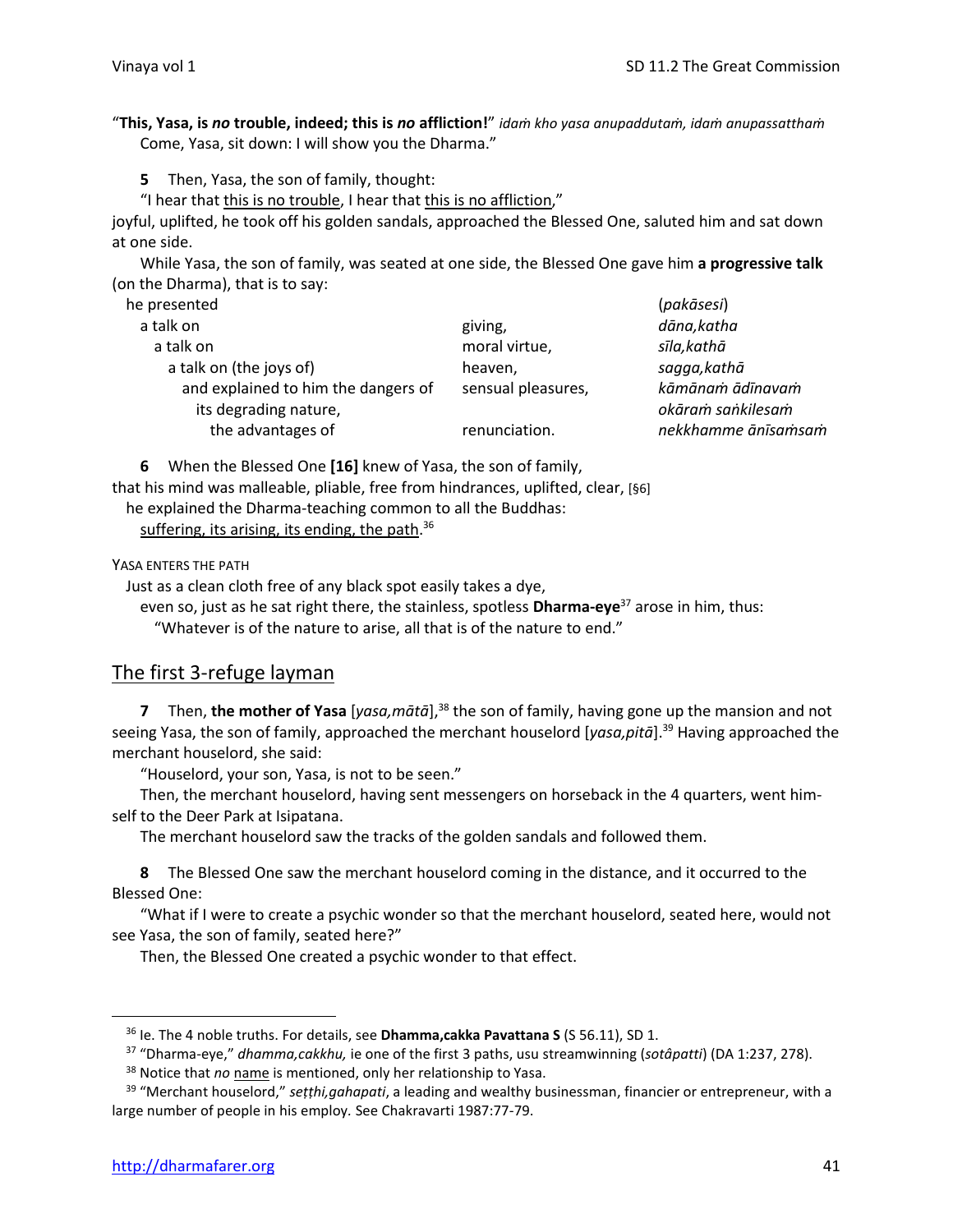"**This, Yasa, is *no* trouble, indeed; this is *no* affliction!**" *idaṁ kho yasa anupaddutaṁ, idaṁ anupassatthaṁ*
Come, Yasa, sit down: I will show you the Dharma."

**5** Then, Yasa, the son of family, thought:

"I hear that this is no trouble, I hear that this is no affliction,"
joyful, uplifted, he took off his golden sandals, approached the Blessed One, saluted him and sat down at one side.

While Yasa, the son of family, was seated at one side, the Blessed One gave him **a progressive talk** (on the Dharma), that is to say:

| | | |
|---|---|---|
| he presented | | (*pakāsesi*) |
| a talk on | giving, | *dāna,katha* |
| a talk on | moral virtue, | *sīla,kathā* |
| a talk on (the joys of) | heaven, | *sagga,kathā* |
| and explained to him the dangers of | sensual pleasures, | *kāmānaṁ ādīnavaṁ* |
| its degrading nature, | | *okāraṁ saṅkilesaṁ* |
| the advantages of | renunciation. | *nekkhamme ānīsaṁsaṁ* |

**6** When the Blessed One **[16]** knew of Yasa, the son of family,
that his mind was malleable, pliable, free from hindrances, uplifted, clear, [§6]
he explained the Dharma-teaching common to all the Buddhas:
suffering, its arising, its ending, the path.[36]

YASA ENTERS THE PATH

Just as a clean cloth free of any black spot easily takes a dye,
even so, just as he sat right there, the stainless, spotless **Dharma-eye**[37] arose in him, thus:
"Whatever is of the nature to arise, all that is of the nature to end."

## The first 3-refuge layman

**7** Then, **the mother of Yasa** [*yasa,mātā*],[38] the son of family, having gone up the mansion and not seeing Yasa, the son of family, approached the merchant houselord [*yasa,pitā*].[39] Having approached the merchant houselord, she said:

"Houselord, your son, Yasa, is not to be seen."

Then, the merchant houselord, having sent messengers on horseback in the 4 quarters, went himself to the Deer Park at Isipatana.

The merchant houselord saw the tracks of the golden sandals and followed them.

**8** The Blessed One saw the merchant houselord coming in the distance, and it occurred to the Blessed One:

"What if I were to create a psychic wonder so that the merchant houselord, seated here, would not see Yasa, the son of family, seated here?"

Then, the Blessed One created a psychic wonder to that effect.

---

[36] Ie. The 4 noble truths. For details, see **Dhamma,cakka Pavattana S** (S 56.11), SD 1.

[37] "Dharma-eye," *dhamma,cakkhu,* ie one of the first 3 paths, usu streamwinning (*sotâpatti*) (DA 1:237, 278).

[38] Notice that *no* name is mentioned, only her relationship to Yasa.

[39] "Merchant houselord," *seṭṭhi,gahapati*, a leading and wealthy businessman, financier or entrepreneur, with a large number of people in his employ. See Chakravarti 1987:77-79.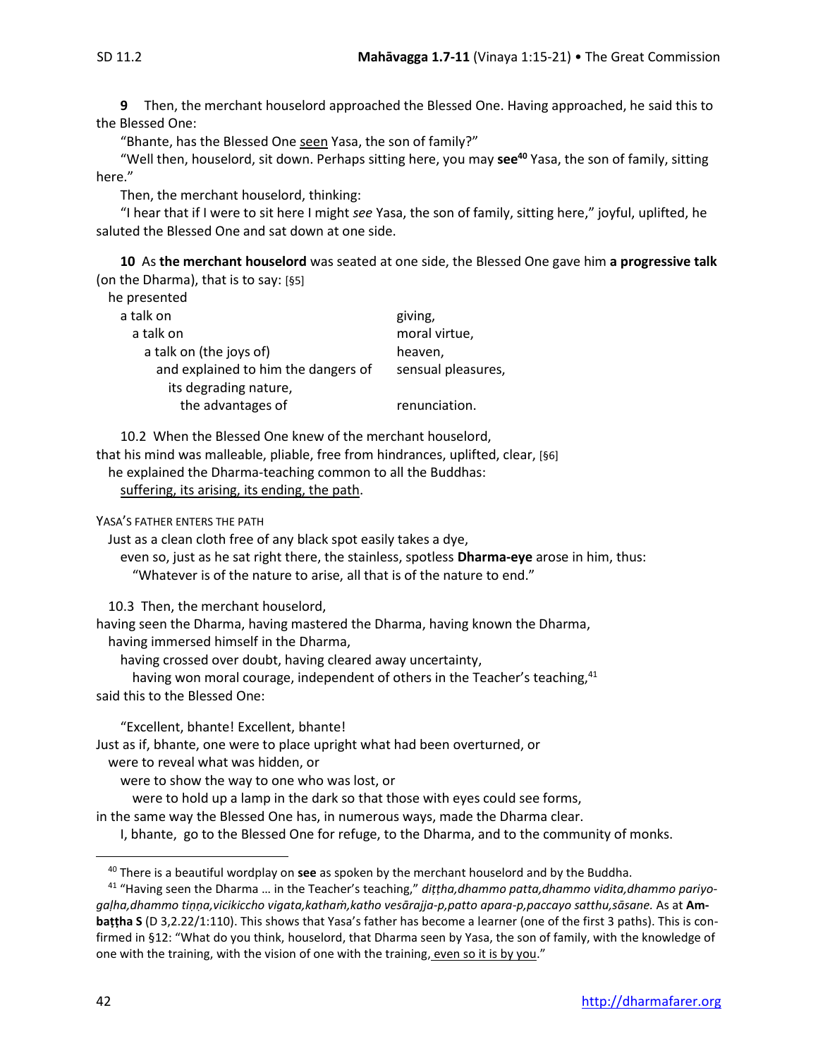**9** Then, the merchant houselord approached the Blessed One. Having approached, he said this to the Blessed One:

"Bhante, has the Blessed One <u>seen</u> Yasa, the son of family?"

"Well then, houselord, sit down. Perhaps sitting here, you may **see**[40] Yasa, the son of family, sitting here."

Then, the merchant houselord, thinking:

"I hear that if I were to sit here I might *see* Yasa, the son of family, sitting here," joyful, uplifted, he saluted the Blessed One and sat down at one side.

**10** As **the merchant houselord** was seated at one side, the Blessed One gave him **a progressive talk** (on the Dharma), that is to say: [§5]

he presented

| | |
|---|---|
| a talk on | giving, |
| a talk on | moral virtue, |
| a talk on (the joys of) | heaven, |
| and explained to him the dangers of | sensual pleasures, |
| its degrading nature, | |
| the advantages of | renunciation. |

10.2 When the Blessed One knew of the merchant houselord,
that his mind was malleable, pliable, free from hindrances, uplifted, clear, [§6]
he explained the Dharma-teaching common to all the Buddhas:
<u>suffering, its arising, its ending, the path</u>.

YASA'S FATHER ENTERS THE PATH

Just as a clean cloth free of any black spot easily takes a dye,
even so, just as he sat right there, the stainless, spotless **Dharma-eye** arose in him, thus:
"Whatever is of the nature to arise, all that is of the nature to end."

10.3 Then, the merchant houselord,
having seen the Dharma, having mastered the Dharma, having known the Dharma,
having immersed himself in the Dharma,
having crossed over doubt, having cleared away uncertainty,
having won moral courage, independent of others in the Teacher's teaching,[41]
said this to the Blessed One:

"Excellent, bhante! Excellent, bhante!
Just as if, bhante, one were to place upright what had been overturned, or
were to reveal what was hidden, or
were to show the way to one who was lost, or
were to hold up a lamp in the dark so that those with eyes could see forms,
in the same way the Blessed One has, in numerous ways, made the Dharma clear.
I, bhante, go to the Blessed One for refuge, to the Dharma, and to the community of monks.

---

[40] There is a beautiful wordplay on **see** as spoken by the merchant houselord and by the Buddha.

[41] "Having seen the Dharma … in the Teacher's teaching," *diṭṭha,dhammo patta,dhammo vidita,dhammo pariyogaḷha,dhammo tiṇṇa,vicikiccho vigata,kathaṁ,katho vesārajja-p,patto apara-p,paccayo satthu,sāsane.* As at **Ambaṭṭha S** (D 3,2.22/1:110). This shows that Yasa's father has become a learner (one of the first 3 paths). This is confirmed in §12: "What do you think, houselord, that Dharma seen by Yasa, the son of family, with the knowledge of one with the training, with the vision of one with the training, <u>even so it is by you</u>."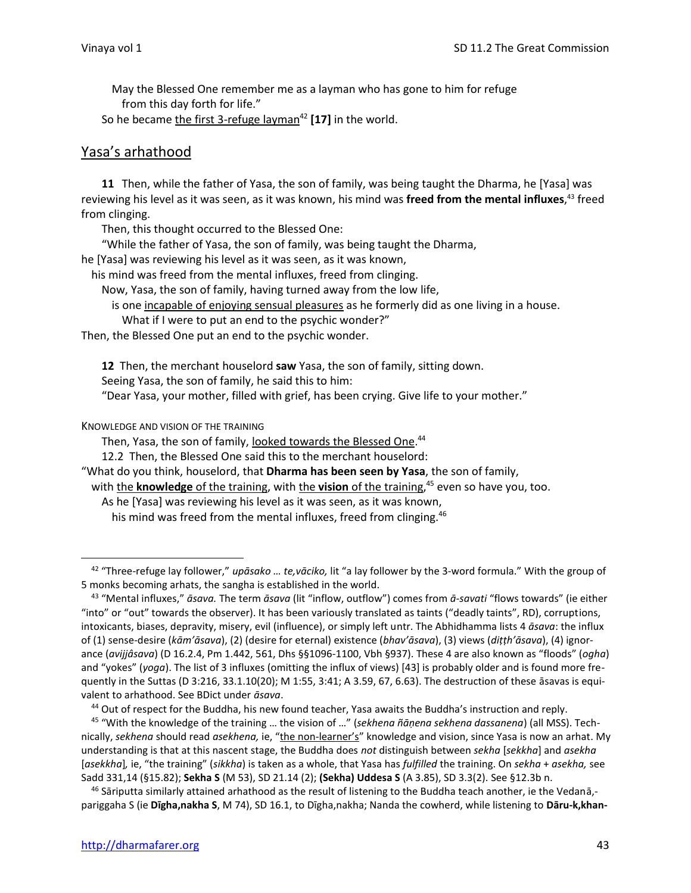May the Blessed One remember me as a layman who has gone to him for refuge
from this day forth for life."

So he became the first 3-refuge layman[42] **[17]** in the world.

## Yasa's arhathood

**11** Then, while the father of Yasa, the son of family, was being taught the Dharma, he [Yasa] was reviewing his level as it was seen, as it was known, his mind was **freed from the mental influxes**,[43] freed from clinging.

Then, this thought occurred to the Blessed One:

"While the father of Yasa, the son of family, was being taught the Dharma,
he [Yasa] was reviewing his level as it was seen, as it was known,
his mind was freed from the mental influxes, freed from clinging.
Now, Yasa, the son of family, having turned away from the low life,
is one incapable of enjoying sensual pleasures as he formerly did as one living in a house.
What if I were to put an end to the psychic wonder?"

Then, the Blessed One put an end to the psychic wonder.

**12** Then, the merchant houselord **saw** Yasa, the son of family, sitting down.

Seeing Yasa, the son of family, he said this to him:

"Dear Yasa, your mother, filled with grief, has been crying. Give life to your mother."

KNOWLEDGE AND VISION OF THE TRAINING

Then, Yasa, the son of family, looked towards the Blessed One.[44]

12.2 Then, the Blessed One said this to the merchant houselord:

"What do you think, houselord, that **Dharma has been seen by Yasa**, the son of family,
with the **knowledge** of the training, with the **vision** of the training,[45] even so have you, too.
As he [Yasa] was reviewing his level as it was seen, as it was known,
his mind was freed from the mental influxes, freed from clinging.[46]

---

[42] "Three-refuge lay follower," *upāsako … te,vāciko,* lit "a lay follower by the 3-word formula." With the group of 5 monks becoming arhats, the sangha is established in the world.

[43] "Mental influxes," *āsava.* The term *āsava* (lit "inflow, outflow") comes from *ā-savati* "flows towards" (ie either "into" or "out" towards the observer). It has been variously translated as taints ("deadly taints", RD), corruptions, intoxicants, biases, depravity, misery, evil (influence), or simply left untr. The Abhidhamma lists 4 *āsava*: the influx of (1) sense-desire (*kām'āsava*), (2) (desire for eternal) existence (*bhav'āsava*), (3) views (*diṭṭh'āsava*), (4) ignorance (*avijjâsava*) (D 16.2.4, Pm 1.442, 561, Dhs §§1096-1100, Vbh §937). These 4 are also known as "floods" (*ogha*) and "yokes" (*yoga*). The list of 3 influxes (omitting the influx of views) [43] is probably older and is found more frequently in the Suttas (D 3:216, 33.1.10(20); M 1:55, 3:41; A 3.59, 67, 6.63). The destruction of these āsavas is equivalent to arhathood. See BDict under *āsava*.

[44] Out of respect for the Buddha, his new found teacher, Yasa awaits the Buddha's instruction and reply.

[45] "With the knowledge of the training … the vision of …" (*sekhena ñāṇena sekhena dassanena*) (all MSS). Technically, *sekhena* should read *asekhena,* ie, "the non-learner's" knowledge and vision, since Yasa is now an arhat. My understanding is that at this nascent stage, the Buddha does *not* distinguish between *sekha* [*sekkha*] and *asekha* [*asekkha*]*,* ie, "the training" (*sikkha*) is taken as a whole, that Yasa has *fulfilled* the training. On *sekha* + *asekha,* see Sadd 331,14 (§15.82); **Sekha S** (M 53), SD 21.14 (2); **(Sekha) Uddesa S** (A 3.85), SD 3.3(2). See §12.3b n.

[46] Sāriputta similarly attained arhathood as the result of listening to the Buddha teach another, ie the Vedanā,-pariggaha S (ie **Dīgha,nakha S**, M 74), SD 16.1, to Dīgha,nakha; Nanda the cowherd, while listening to **Dāru-k,khan-**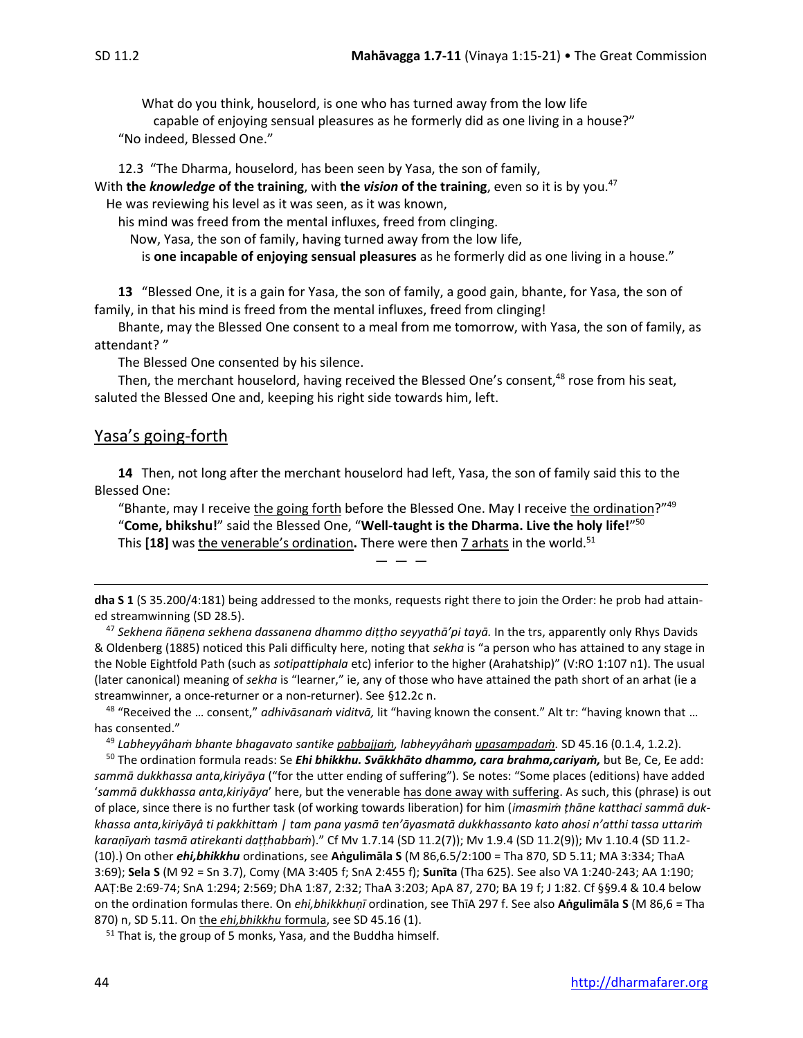What do you think, houselord, is one who has turned away from the low life
capable of enjoying sensual pleasures as he formerly did as one living in a house?"
"No indeed, Blessed One."

12.3 "The Dharma, houselord, has been seen by Yasa, the son of family,
With **the *knowledge* of the training**, with **the *vision* of the training**, even so it is by you.[47]
He was reviewing his level as it was seen, as it was known,
his mind was freed from the mental influxes, freed from clinging.
Now, Yasa, the son of family, having turned away from the low life,
is **one incapable of enjoying sensual pleasures** as he formerly did as one living in a house."

**13** "Blessed One, it is a gain for Yasa, the son of family, a good gain, bhante, for Yasa, the son of family, in that his mind is freed from the mental influxes, freed from clinging!

Bhante, may the Blessed One consent to a meal from me tomorrow, with Yasa, the son of family, as attendant? "

The Blessed One consented by his silence.

Then, the merchant houselord, having received the Blessed One's consent,[48] rose from his seat, saluted the Blessed One and, keeping his right side towards him, left.

## Yasa's going-forth

**14** Then, not long after the merchant houselord had left, Yasa, the son of family said this to the Blessed One:

"Bhante, may I receive the going forth before the Blessed One. May I receive the ordination?"[49]
"**Come, bhikshu!**" said the Blessed One, "**Well-taught is the Dharma. Live the holy life!**"[50]
This **[18]** was the venerable's ordination**.** There were then 7 arhats in the world.[51]

— — —

---

**dha S 1** (S 35.200/4:181) being addressed to the monks, requests right there to join the Order: he prob had attained streamwinning (SD 28.5).

[47] *Sekhena ñāṇena sekhena dassanena dhammo diṭṭho seyyathā'pi tayā.* In the trs, apparently only Rhys Davids & Oldenberg (1885) noticed this Pali difficulty here, noting that *sekha* is "a person who has attained to any stage in the Noble Eightfold Path (such as *sotipattiphala* etc) inferior to the higher (Arahatship)" (V:RO 1:107 n1). The usual (later canonical) meaning of *sekha* is "learner," ie, any of those who have attained the path short of an arhat (ie a streamwinner, a once-returner or a non-returner). See §12.2c n.

[48] "Received the … consent," *adhivāsanaṁ viditvā,* lit "having known the consent." Alt tr: "having known that … has consented."

[49] *Labheyyâhaṁ bhante bhagavato santike pabbajjaṁ, labheyyâhaṁ upasampadaṁ.* SD 45.16 (0.1.4, 1.2.2).

[50] The ordination formula reads: Se ***Ehi bhikkhu. Svākkhāto dhammo, cara brahma,cariyaṁ,*** but Be, Ce, Ee add: *sammā dukkhassa anta,kiriyāya* ("for the utter ending of suffering"). Se notes: "Some places (editions) have added '*sammā dukkhassa anta,kiriyāya*' here, but the venerable has done away with suffering. As such, this (phrase) is out of place, since there is no further task (of working towards liberation) for him (*imasmiṁ ṭhāne katthaci sammā dukkhassa anta,kiriyāyâ ti pakkhittaṁ | tam pana yasmā ten'āyasmatā dukkhassanto kato ahosi n'atthi tassa uttariṁ karaṇīyaṁ tasmā atirekanti daṭṭhabbaṁ*)." Cf Mv 1.7.14 (SD 11.2(7)); Mv 1.9.4 (SD 11.2(9)); Mv 1.10.4 (SD 11.2-(10).) On other ***ehi,bhikkhu*** ordinations, see **Aṅgulimāla S** (M 86,6.5/2:100 = Tha 870, SD 5.11; MA 3:334; ThaA 3:69); **Sela S** (M 92 = Sn 3.7), Comy (MA 3:405 f; SnA 2:455 f); **Sunīta** (Tha 625). See also VA 1:240-243; AA 1:190; AAṬ:Be 2:69-74; SnA 1:294; 2:569; DhA 1:87, 2:32; ThaA 3:203; ApA 87, 270; BA 19 f; J 1:82. Cf §§9.4 & 10.4 below on the ordination formulas there. On *ehi,bhikkhuṇī* ordination, see ThīA 297 f. See also **Aṅgulimāla S** (M 86,6 = Tha 870) n, SD 5.11. On the *ehi,bhikkhu* formula, see SD 45.16 (1).

[51] That is, the group of 5 monks, Yasa, and the Buddha himself.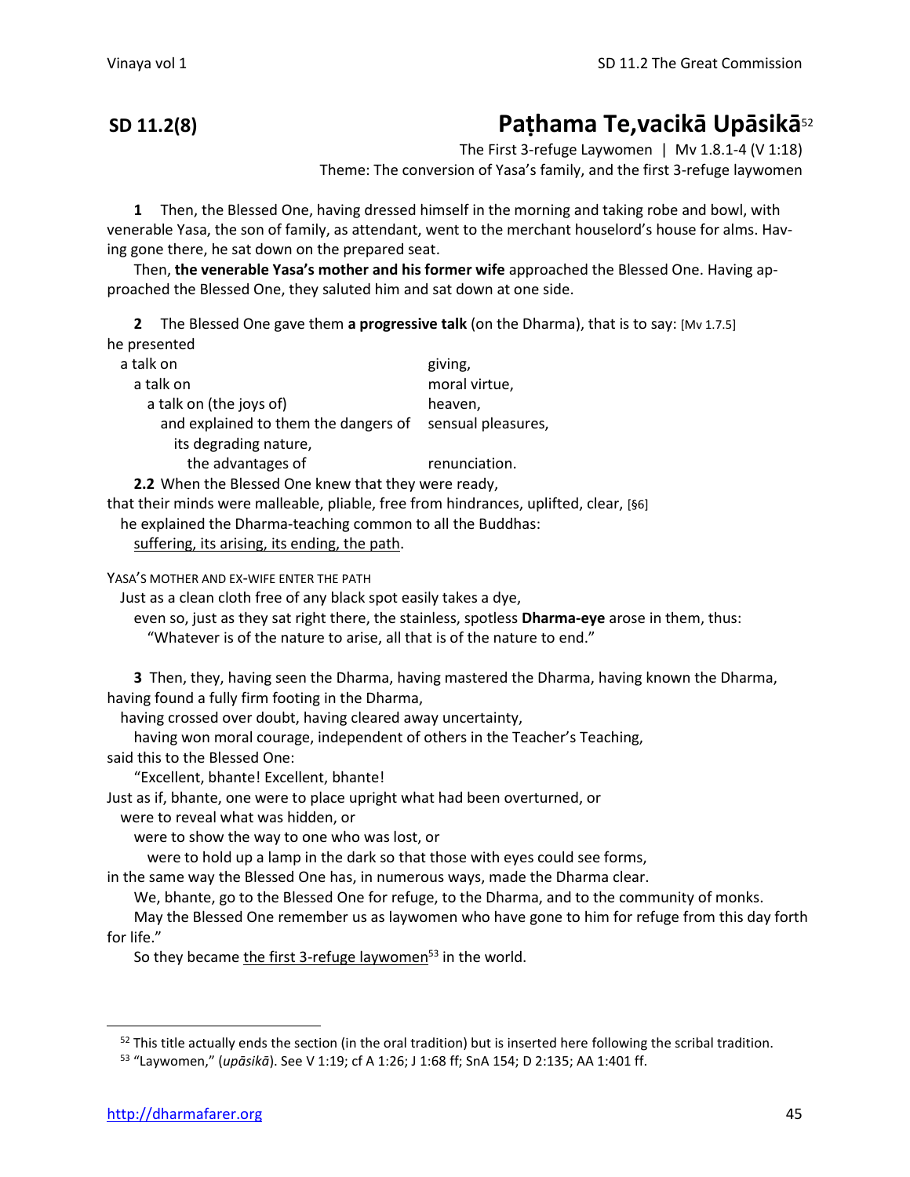## SD 11.2(8) Paṭhama Te,vacikā Upāsikā[52]

The First 3-refuge Laywomen | Mv 1.8.1-4 (V 1:18)
Theme: The conversion of Yasa's family, and the first 3-refuge laywomen

**1** Then, the Blessed One, having dressed himself in the morning and taking robe and bowl, with venerable Yasa, the son of family, as attendant, went to the merchant houselord's house for alms. Having gone there, he sat down on the prepared seat.

Then, **the venerable Yasa's mother and his former wife** approached the Blessed One. Having approached the Blessed One, they saluted him and sat down at one side.

**2** The Blessed One gave them **a progressive talk** (on the Dharma), that is to say: [Mv 1.7.5]
he presented

| | |
|---|---|
| a talk on | giving, |
| a talk on | moral virtue, |
| a talk on (the joys of) | heaven, |
| and explained to them the dangers of | sensual pleasures, |
| its degrading nature, | |
| the advantages of | renunciation. |

**2.2** When the Blessed One knew that they were ready,
that their minds were malleable, pliable, free from hindrances, uplifted, clear, [§6]
he explained the Dharma-teaching common to all the Buddhas:
suffering, its arising, its ending, the path.

YASA'S MOTHER AND EX-WIFE ENTER THE PATH

Just as a clean cloth free of any black spot easily takes a dye,
even so, just as they sat right there, the stainless, spotless **Dharma-eye** arose in them, thus:
"Whatever is of the nature to arise, all that is of the nature to end."

**3** Then, they, having seen the Dharma, having mastered the Dharma, having known the Dharma, having found a fully firm footing in the Dharma,
having crossed over doubt, having cleared away uncertainty,
having won moral courage, independent of others in the Teacher's Teaching,
said this to the Blessed One:

"Excellent, bhante! Excellent, bhante!
Just as if, bhante, one were to place upright what had been overturned, or
were to reveal what was hidden, or
were to show the way to one who was lost, or
were to hold up a lamp in the dark so that those with eyes could see forms,
in the same way the Blessed One has, in numerous ways, made the Dharma clear.

We, bhante, go to the Blessed One for refuge, to the Dharma, and to the community of monks.

May the Blessed One remember us as laywomen who have gone to him for refuge from this day forth for life."

So they became the first 3-refuge laywomen[53] in the world.

---

[52] This title actually ends the section (in the oral tradition) but is inserted here following the scribal tradition.

[53] "Laywomen," (*upāsikā*). See V 1:19; cf A 1:26; J 1:68 ff; SnA 154; D 2:135; AA 1:401 ff.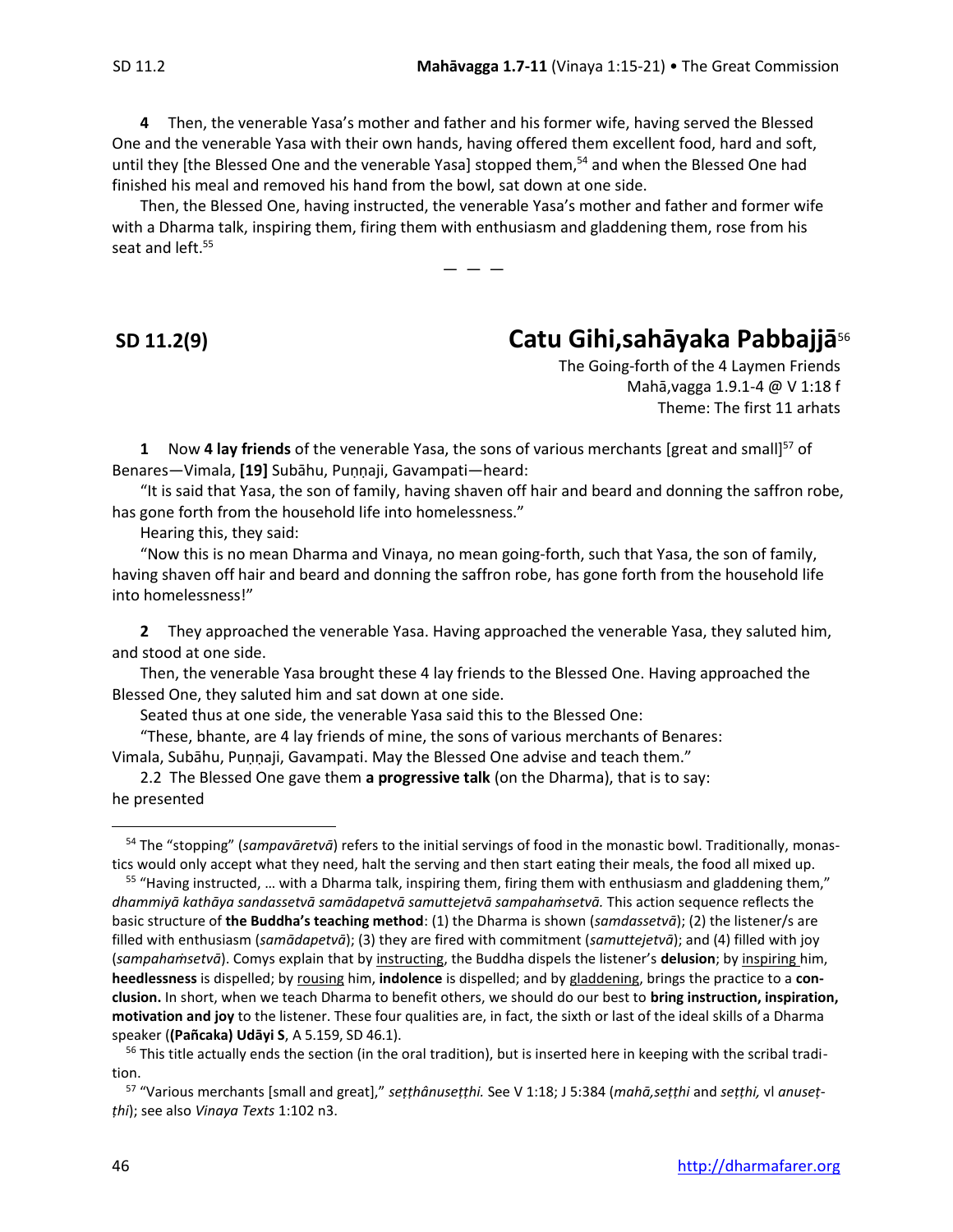**4** Then, the venerable Yasa's mother and father and his former wife, having served the Blessed One and the venerable Yasa with their own hands, having offered them excellent food, hard and soft, until they [the Blessed One and the venerable Yasa] stopped them,[54] and when the Blessed One had finished his meal and removed his hand from the bowl, sat down at one side.

Then, the Blessed One, having instructed, the venerable Yasa's mother and father and former wife with a Dharma talk, inspiring them, firing them with enthusiasm and gladdening them, rose from his seat and left.[55]

— — —

## SD 11.2(9) Catu Gihi,sahāyaka Pabbajjā[56]

The Going-forth of the 4 Laymen Friends
Mahā,vagga 1.9.1-4 @ V 1:18 f
Theme: The first 11 arhats

**1** Now **4 lay friends** of the venerable Yasa, the sons of various merchants [great and small][57] of Benares—Vimala, **[19]** Subāhu, Puṇṇaji, Gavampati—heard:

"It is said that Yasa, the son of family, having shaven off hair and beard and donning the saffron robe, has gone forth from the household life into homelessness."

Hearing this, they said:

"Now this is no mean Dharma and Vinaya, no mean going-forth, such that Yasa, the son of family, having shaven off hair and beard and donning the saffron robe, has gone forth from the household life into homelessness!"

**2** They approached the venerable Yasa. Having approached the venerable Yasa, they saluted him, and stood at one side.

Then, the venerable Yasa brought these 4 lay friends to the Blessed One. Having approached the Blessed One, they saluted him and sat down at one side.

Seated thus at one side, the venerable Yasa said this to the Blessed One:

"These, bhante, are 4 lay friends of mine, the sons of various merchants of Benares: Vimala, Subāhu, Puṇṇaji, Gavampati. May the Blessed One advise and teach them."

2.2 The Blessed One gave them **a progressive talk** (on the Dharma), that is to say: he presented

---

[54] The "stopping" (*sampavāretvā*) refers to the initial servings of food in the monastic bowl. Traditionally, monastics would only accept what they need, halt the serving and then start eating their meals, the food all mixed up.

[55] "Having instructed, … with a Dharma talk, inspiring them, firing them with enthusiasm and gladdening them," *dhammiyā kathāya sandassetvā samādapetvā samuttejetvā sampahaṁsetvā.* This action sequence reflects the basic structure of **the Buddha's teaching method**: (1) the Dharma is shown (*samdassetvā*); (2) the listener/s are filled with enthusiasm (*samādapetvā*); (3) they are fired with commitment (*samuttejetvā*); and (4) filled with joy (*sampahaṁsetvā*). Comys explain that by instructing, the Buddha dispels the listener's **delusion**; by inspiring him, **heedlessness** is dispelled; by rousing him, **indolence** is dispelled; and by gladdening, brings the practice to a **conclusion.** In short, when we teach Dharma to benefit others, we should do our best to **bring instruction, inspiration, motivation and joy** to the listener. These four qualities are, in fact, the sixth or last of the ideal skills of a Dharma speaker (**(Pañcaka) Udāyi S**, A 5.159, SD 46.1).

[56] This title actually ends the section (in the oral tradition), but is inserted here in keeping with the scribal tradition.

[57] "Various merchants [small and great]," *seṭṭhânuseṭṭhi.* See V 1:18; J 5:384 (*mahā,seṭṭhi* and *seṭṭhi,* vl *anuseṭṭhi*); see also *Vinaya Texts* 1:102 n3.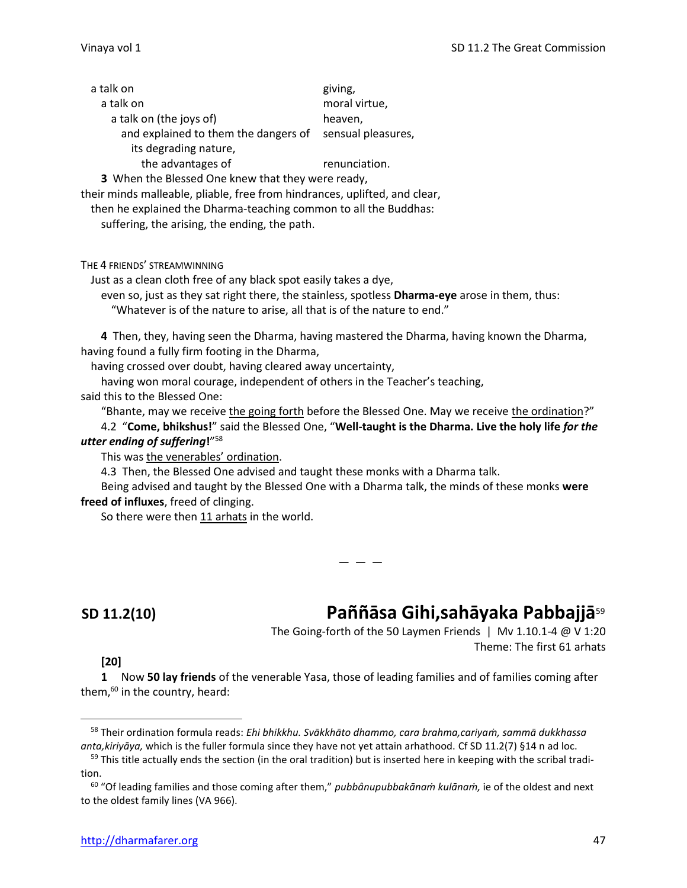a talk on giving,
a talk on moral virtue,
a talk on (the joys of) heaven,
and explained to them the dangers of sensual pleasures,
its degrading nature,
the advantages of renunciation.

**3** When the Blessed One knew that they were ready,
their minds malleable, pliable, free from hindrances, uplifted, and clear,
then he explained the Dharma-teaching common to all the Buddhas:
suffering, the arising, the ending, the path.

THE 4 FRIENDS' STREAMWINNING

Just as a clean cloth free of any black spot easily takes a dye,
even so, just as they sat right there, the stainless, spotless **Dharma-eye** arose in them, thus:
"Whatever is of the nature to arise, all that is of the nature to end."

**4** Then, they, having seen the Dharma, having mastered the Dharma, having known the Dharma, having found a fully firm footing in the Dharma,
having crossed over doubt, having cleared away uncertainty,
having won moral courage, independent of others in the Teacher's teaching,
said this to the Blessed One:

"Bhante, may we receive the going forth before the Blessed One. May we receive the ordination?"

4.2 "**Come, bhikshus!**" said the Blessed One, "**Well-taught is the Dharma. Live the holy life *for the utter ending of suffering*!**"[58]

This was the venerables' ordination.

4.3 Then, the Blessed One advised and taught these monks with a Dharma talk.

Being advised and taught by the Blessed One with a Dharma talk, the minds of these monks **were freed of influxes**, freed of clinging.

So there were then 11 arhats in the world.

— — —

## SD 11.2(10) Paññāsa Gihi,sahāyaka Pabbajjā[59]

The Going-forth of the 50 Laymen Friends | Mv 1.10.1-4 @ V 1:20
Theme: The first 61 arhats

**[20]**

**1** Now **50 lay friends** of the venerable Yasa, those of leading families and of families coming after them,[60] in the country, heard:

---

[58] Their ordination formula reads: *Ehi bhikkhu. Svākkhāto dhammo, cara brahma,cariyaṁ, sammā dukkhassa anta,kiriyāya,* which is the fuller formula since they have not yet attain arhathood. Cf SD 11.2(7) §14 n ad loc.

[59] This title actually ends the section (in the oral tradition) but is inserted here in keeping with the scribal tradition.

[60] "Of leading families and those coming after them," *pubbânupubbakānaṁ kulānaṁ,* ie of the oldest and next to the oldest family lines (VA 966).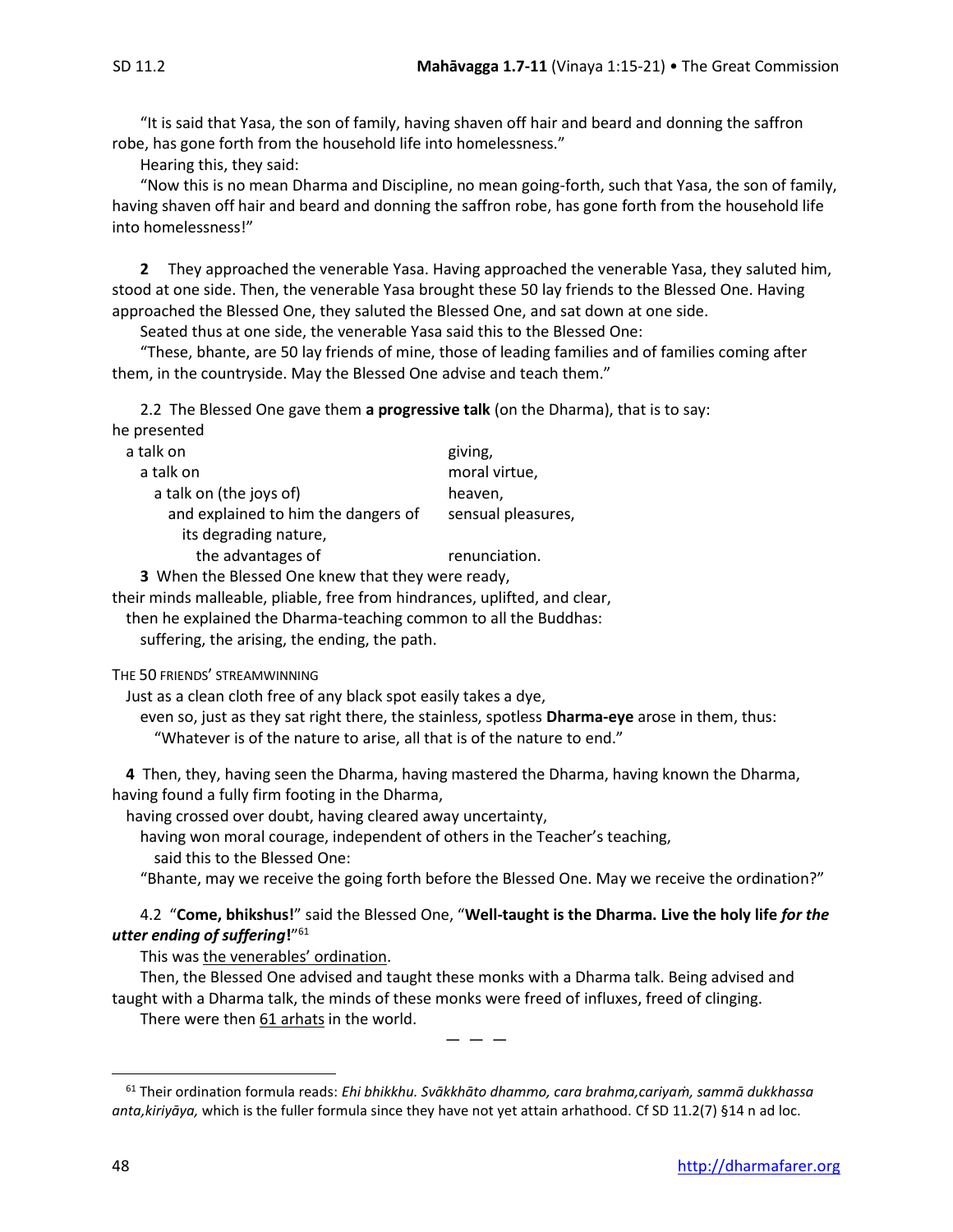"It is said that Yasa, the son of family, having shaven off hair and beard and donning the saffron robe, has gone forth from the household life into homelessness."

Hearing this, they said:

"Now this is no mean Dharma and Discipline, no mean going-forth, such that Yasa, the son of family, having shaven off hair and beard and donning the saffron robe, has gone forth from the household life into homelessness!"

**2** They approached the venerable Yasa. Having approached the venerable Yasa, they saluted him, stood at one side. Then, the venerable Yasa brought these 50 lay friends to the Blessed One. Having approached the Blessed One, they saluted the Blessed One, and sat down at one side.

Seated thus at one side, the venerable Yasa said this to the Blessed One:

"These, bhante, are 50 lay friends of mine, those of leading families and of families coming after them, in the countryside. May the Blessed One advise and teach them."

2.2 The Blessed One gave them **a progressive talk** (on the Dharma), that is to say:
he presented

| | |
|---|---|
| a talk on | giving, |
| a talk on | moral virtue, |
| a talk on (the joys of) | heaven, |
| and explained to him the dangers of | sensual pleasures, |
| its degrading nature, | |
| the advantages of | renunciation. |

**3** When the Blessed One knew that they were ready,
their minds malleable, pliable, free from hindrances, uplifted, and clear,
then he explained the Dharma-teaching common to all the Buddhas:
suffering, the arising, the ending, the path.

THE 50 FRIENDS' STREAMWINNING

Just as a clean cloth free of any black spot easily takes a dye,
even so, just as they sat right there, the stainless, spotless **Dharma-eye** arose in them, thus:
"Whatever is of the nature to arise, all that is of the nature to end."

**4** Then, they, having seen the Dharma, having mastered the Dharma, having known the Dharma, having found a fully firm footing in the Dharma,
having crossed over doubt, having cleared away uncertainty,
having won moral courage, independent of others in the Teacher's teaching,
said this to the Blessed One:

"Bhante, may we receive the going forth before the Blessed One. May we receive the ordination?"

4.2 "**Come, bhikshus!**" said the Blessed One, "**Well-taught is the Dharma. Live the holy life *for the utter ending of suffering*!**"[61]

This was the venerables' ordination.

Then, the Blessed One advised and taught these monks with a Dharma talk. Being advised and taught with a Dharma talk, the minds of these monks were freed of influxes, freed of clinging.

There were then 61 arhats in the world.

— — —

[61] Their ordination formula reads: *Ehi bhikkhu. Svākkhāto dhammo, cara brahma,cariyaṁ, sammā dukkhassa anta,kiriyāya,* which is the fuller formula since they have not yet attain arhathood. Cf SD 11.2(7) §14 n ad loc.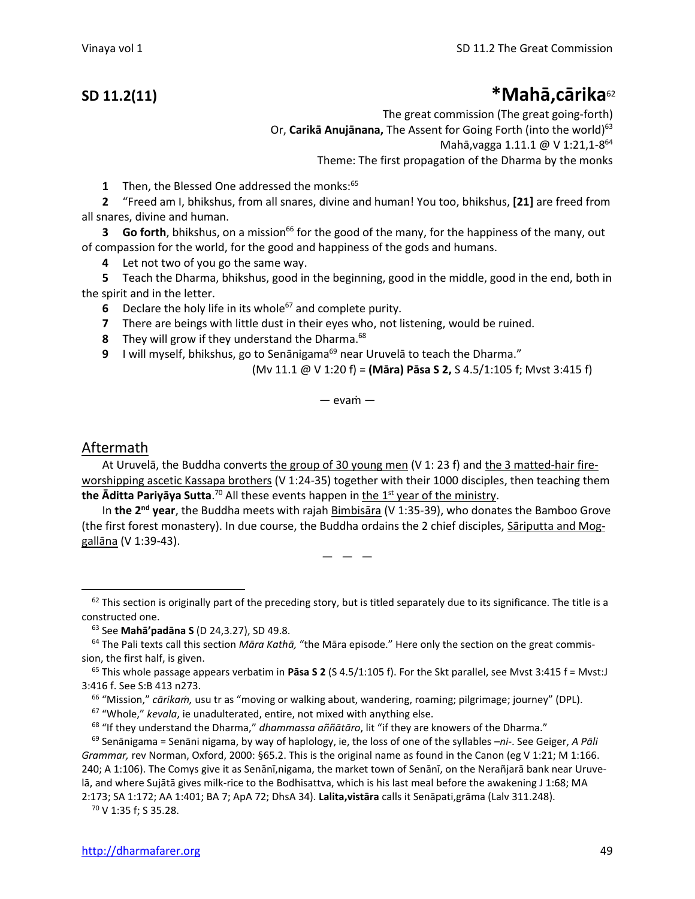## SD 11.2(11) *Mahā,cārika[62]

The great commission (The great going-forth)
Or, **Carikā Anujānana,** The Assent for Going Forth (into the world)[63]
Mahā,vagga 1.11.1 @ V 1:21,1-8[64]
Theme: The first propagation of the Dharma by the monks

**1** Then, the Blessed One addressed the monks:[65]

**2** "Freed am I, bhikshus, from all snares, divine and human! You too, bhikshus, **[21]** are freed from all snares, divine and human.

**3** **Go forth**, bhikshus, on a mission[66] for the good of the many, for the happiness of the many, out of compassion for the world, for the good and happiness of the gods and humans.

**4** Let not two of you go the same way.

**5** Teach the Dharma, bhikshus, good in the beginning, good in the middle, good in the end, both in the spirit and in the letter.

**6** Declare the holy life in its whole[67] and complete purity.

**7** There are beings with little dust in their eyes who, not listening, would be ruined.

**8** They will grow if they understand the Dharma.[68]

**9** I will myself, bhikshus, go to Senānigama[69] near Uruvelā to teach the Dharma."

(Mv 11.1 @ V 1:20 f) = **(Māra) Pāsa S 2,** S 4.5/1:105 f; Mvst 3:415 f)

— evaṁ —

### Aftermath

At Uruvelā, the Buddha converts the group of 30 young men (V 1: 23 f) and the 3 matted-hair fire-worshipping ascetic Kassapa brothers (V 1:24-35) together with their 1000 disciples, then teaching them **the Āditta Pariyāya Sutta**.[70] All these events happen in the 1st year of the ministry.

In **the 2nd year**, the Buddha meets with rajah Bimbisāra (V 1:35-39), who donates the Bamboo Grove (the first forest monastery). In due course, the Buddha ordains the 2 chief disciples, Sāriputta and Moggallāna (V 1:39-43).

— — —

[62] This section is originally part of the preceding story, but is titled separately due to its significance. The title is a constructed one.

[63] See **Mahā'padāna S** (D 24,3.27), SD 49.8.

[64] The Pali texts call this section *Māra Kathā,* "the Māra episode." Here only the section on the great commission, the first half, is given.

[65] This whole passage appears verbatim in **Pāsa S 2** (S 4.5/1:105 f). For the Skt parallel, see Mvst 3:415 f = Mvst:J 3:416 f. See S:B 413 n273.

[66] "Mission," *cārikaṁ,* usu tr as "moving or walking about, wandering, roaming; pilgrimage; journey" (DPL).

[67] "Whole," *kevala*, ie unadulterated, entire, not mixed with anything else.

[68] "If they understand the Dharma," *dhammassa aññātāro*, lit "if they are knowers of the Dharma."

[69] Senānigama = Senāni nigama, by way of haplology, ie, the loss of one of the syllables –*ni*-. See Geiger, *A Pāli Grammar,* rev Norman, Oxford, 2000: §65.2. This is the original name as found in the Canon (eg V 1:21; M 1:166. 240; A 1:106). The Comys give it as Senānī,nigama, the market town of Senānī, on the Nerañjarā bank near Uruvelā, and where Sujātā gives milk-rice to the Bodhisattva, which is his last meal before the awakening J 1:68; MA 2:173; SA 1:172; AA 1:401; BA 7; ApA 72; DhsA 34). **Lalita,vistāra** calls it Senāpati,grāma (Lalv 311.248).

[70] V 1:35 f; S 35.28.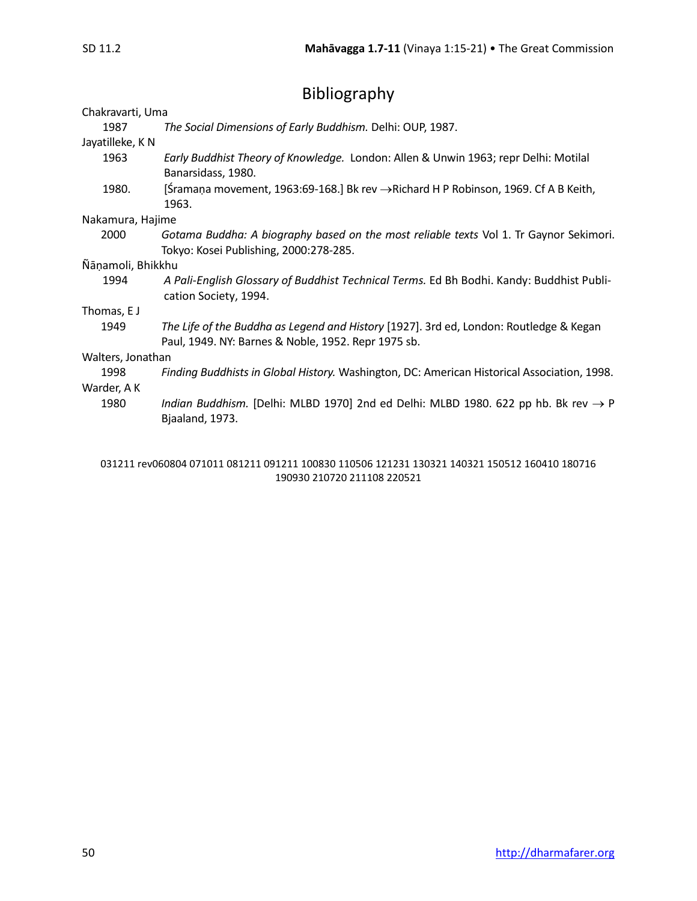# Bibliography

Chakravarti, Uma

1987 *The Social Dimensions of Early Buddhism.* Delhi: OUP, 1987.

Jayatilleke, K N

1963 *Early Buddhist Theory of Knowledge.* London: Allen & Unwin 1963; repr Delhi: Motilal Banarsidass, 1980.

1980. [Śramaṇa movement, 1963:69-168.] Bk rev →Richard H P Robinson, 1969. Cf A B Keith, 1963.

Nakamura, Hajime

2000 *Gotama Buddha: A biography based on the most reliable texts* Vol 1. Tr Gaynor Sekimori. Tokyo: Kosei Publishing, 2000:278-285.

Ñāṇamoli, Bhikkhu

1994 *A Pali-English Glossary of Buddhist Technical Terms.* Ed Bh Bodhi. Kandy: Buddhist Publication Society, 1994.

Thomas, E J

1949 *The Life of the Buddha as Legend and History* [1927]. 3rd ed, London: Routledge & Kegan Paul, 1949. NY: Barnes & Noble, 1952. Repr 1975 sb.

Walters, Jonathan

1998 *Finding Buddhists in Global History.* Washington, DC: American Historical Association, 1998.

Warder, A K

1980 *Indian Buddhism.* [Delhi: MLBD 1970] 2nd ed Delhi: MLBD 1980. 622 pp hb. Bk rev → P Bjaaland, 1973.

031211 rev060804 071011 081211 091211 100830 110506 121231 130321 140321 150512 160410 180716 190930 210720 211108 220521